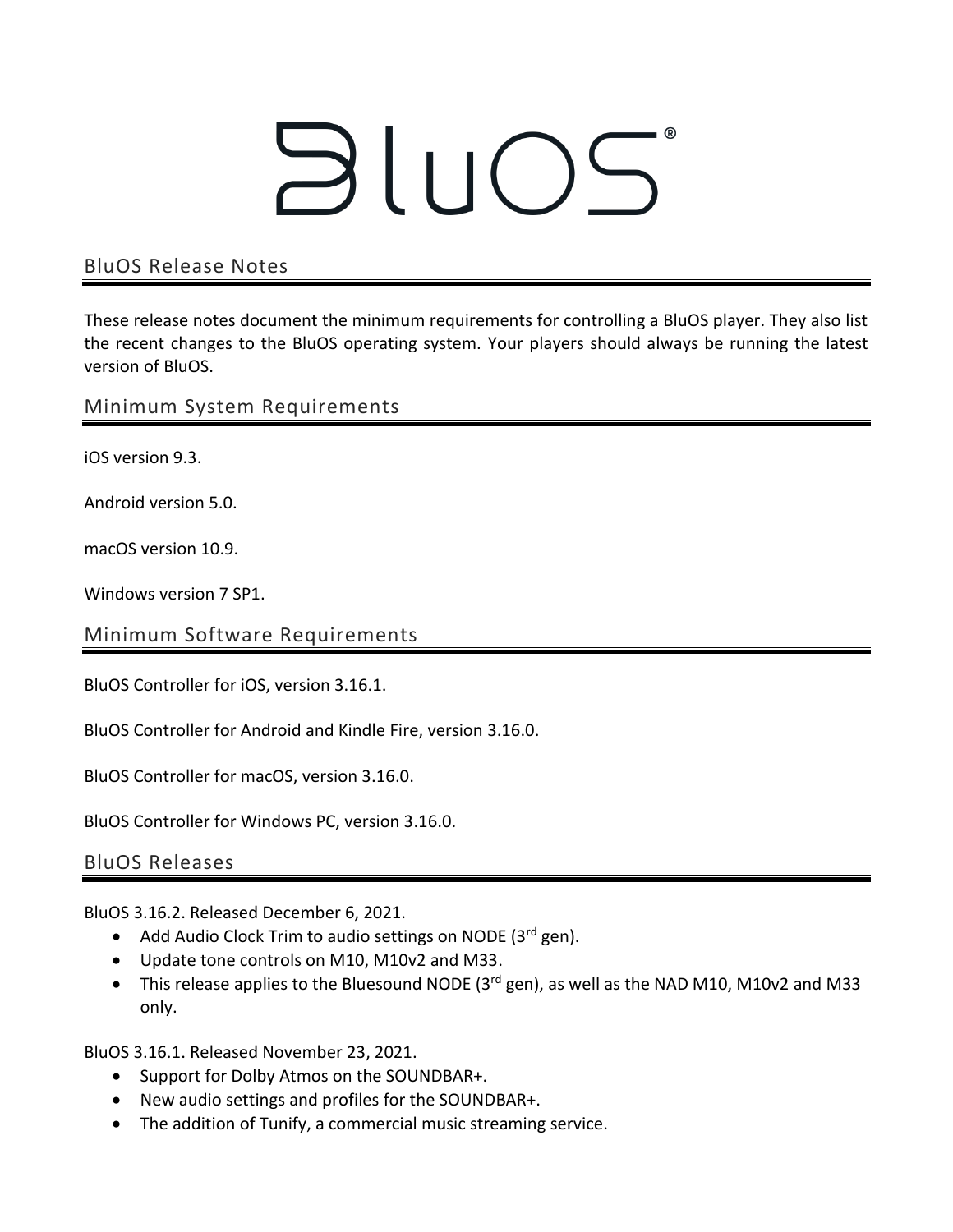# BluOS®

## BluOS Release Notes

These release notes document the minimum requirements for controlling a BluOS player. They also list the recent changes to the BluOS operating system. Your players should always be running the latest version of BluOS.

## Minimum System Requirements

iOS version 9.3.

Android version 5.0.

macOS version 10.9.

Windows version 7 SP1.

## Minimum Software Requirements

BluOS Controller for iOS, version 3.16.1.

BluOS Controller for Android and Kindle Fire, version 3.16.0.

BluOS Controller for macOS, version 3.16.0.

BluOS Controller for Windows PC, version 3.16.0.

## BluOS Releases

BluOS 3.16.2. Released December 6, 2021.

- Add Audio Clock Trim to audio settings on NODE (3rd gen).
- Update tone controls on M10, M10v2 and M33.
- This release applies to the Bluesound NODE (3rd gen), as well as the NAD M10, M10v2 and M33 only.

BluOS 3.16.1. Released November 23, 2021.

- Support for Dolby Atmos on the SOUNDBAR+.
- New audio settings and profiles for the SOUNDBAR+.
- The addition of Tunify, a commercial music streaming service.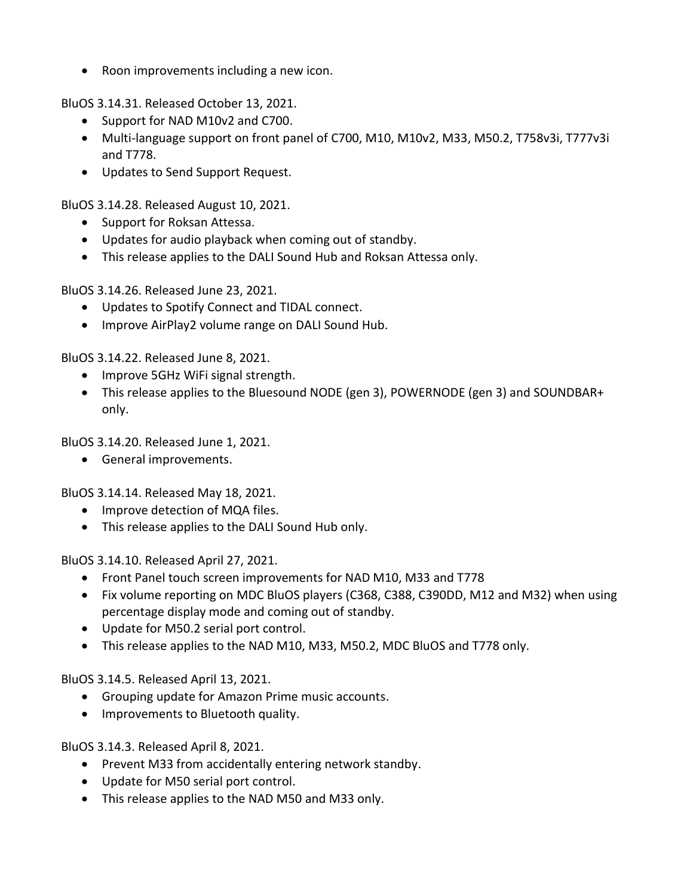- Roon improvements including a new icon.

BluOS 3.14.31. Released October 13, 2021.

- Support for NAD M10v2 and C700.
- Multi-language support on front panel of C700, M10, M10v2, M33, M50.2, T758v3i, T777v3i and T778.
- Updates to Send Support Request.

BluOS 3.14.28. Released August 10, 2021.

- Support for Roksan Attessa.
- Updates for audio playback when coming out of standby.
- This release applies to the DALI Sound Hub and Roksan Attessa only.

BluOS 3.14.26. Released June 23, 2021.

- Updates to Spotify Connect and TIDAL connect.
- Improve AirPlay2 volume range on DALI Sound Hub.

BluOS 3.14.22. Released June 8, 2021.

- Improve 5GHz WiFi signal strength.
- This release applies to the Bluesound NODE (gen 3), POWERNODE (gen 3) and SOUNDBAR+ only.

BluOS 3.14.20. Released June 1, 2021.

- General improvements.

BluOS 3.14.14. Released May 18, 2021.

- Improve detection of MQA files.
- This release applies to the DALI Sound Hub only.

BluOS 3.14.10. Released April 27, 2021.

- Front Panel touch screen improvements for NAD M10, M33 and T778
- Fix volume reporting on MDC BluOS players (C368, C388, C390DD, M12 and M32) when using percentage display mode and coming out of standby.
- Update for M50.2 serial port control.
- This release applies to the NAD M10, M33, M50.2, MDC BluOS and T778 only.

BluOS 3.14.5. Released April 13, 2021.

- Grouping update for Amazon Prime music accounts.
- Improvements to Bluetooth quality.

BluOS 3.14.3. Released April 8, 2021.

- Prevent M33 from accidentally entering network standby.
- Update for M50 serial port control.
- This release applies to the NAD M50 and M33 only.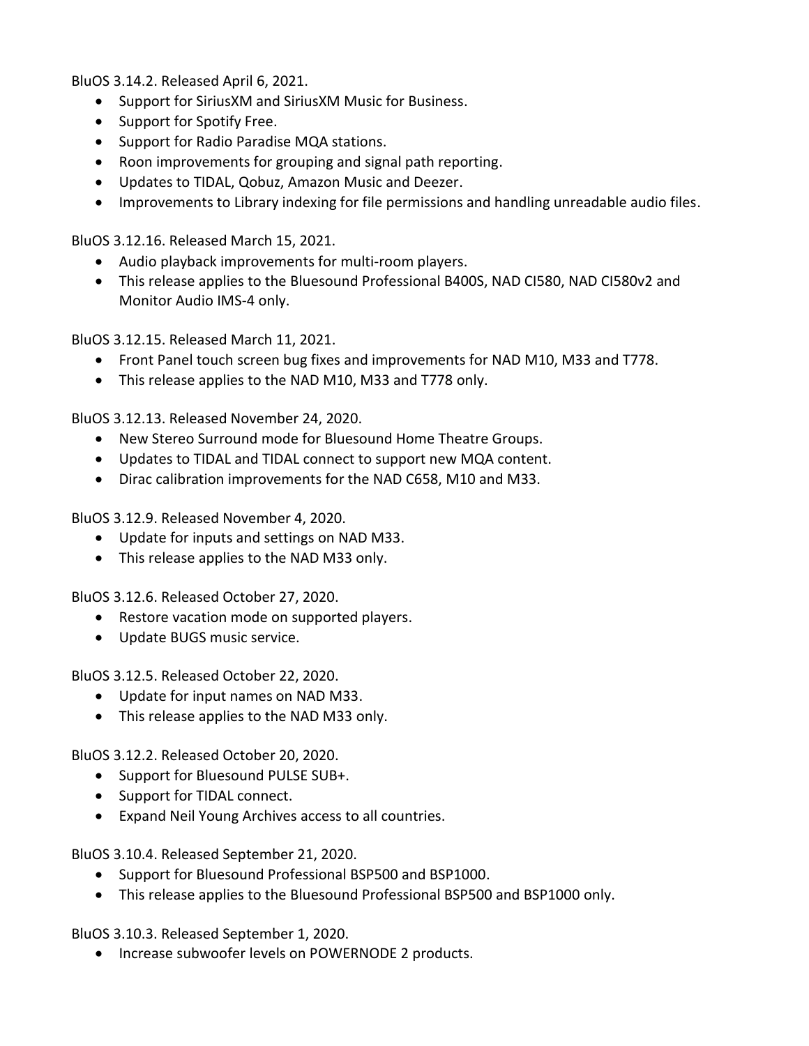BluOS 3.14.2. Released April 6, 2021.

- Support for SiriusXM and SiriusXM Music for Business.
- Support for Spotify Free.
- Support for Radio Paradise MQA stations.
- Roon improvements for grouping and signal path reporting.
- Updates to TIDAL, Qobuz, Amazon Music and Deezer.
- Improvements to Library indexing for file permissions and handling unreadable audio files.

BluOS 3.12.16. Released March 15, 2021.

- Audio playback improvements for multi-room players.
- This release applies to the Bluesound Professional B400S, NAD CI580, NAD CI580v2 and Monitor Audio IMS-4 only.

BluOS 3.12.15. Released March 11, 2021.

- Front Panel touch screen bug fixes and improvements for NAD M10, M33 and T778.
- This release applies to the NAD M10, M33 and T778 only.

BluOS 3.12.13. Released November 24, 2020.

- New Stereo Surround mode for Bluesound Home Theatre Groups.
- Updates to TIDAL and TIDAL connect to support new MQA content.
- Dirac calibration improvements for the NAD C658, M10 and M33.

BluOS 3.12.9. Released November 4, 2020.

- Update for inputs and settings on NAD M33.
- This release applies to the NAD M33 only.

BluOS 3.12.6. Released October 27, 2020.

- Restore vacation mode on supported players.
- Update BUGS music service.

BluOS 3.12.5. Released October 22, 2020.

- Update for input names on NAD M33.
- This release applies to the NAD M33 only.

BluOS 3.12.2. Released October 20, 2020.

- Support for Bluesound PULSE SUB+.
- Support for TIDAL connect.
- Expand Neil Young Archives access to all countries.

BluOS 3.10.4. Released September 21, 2020.

- Support for Bluesound Professional BSP500 and BSP1000.
- This release applies to the Bluesound Professional BSP500 and BSP1000 only.

BluOS 3.10.3. Released September 1, 2020.

- Increase subwoofer levels on POWERNODE 2 products.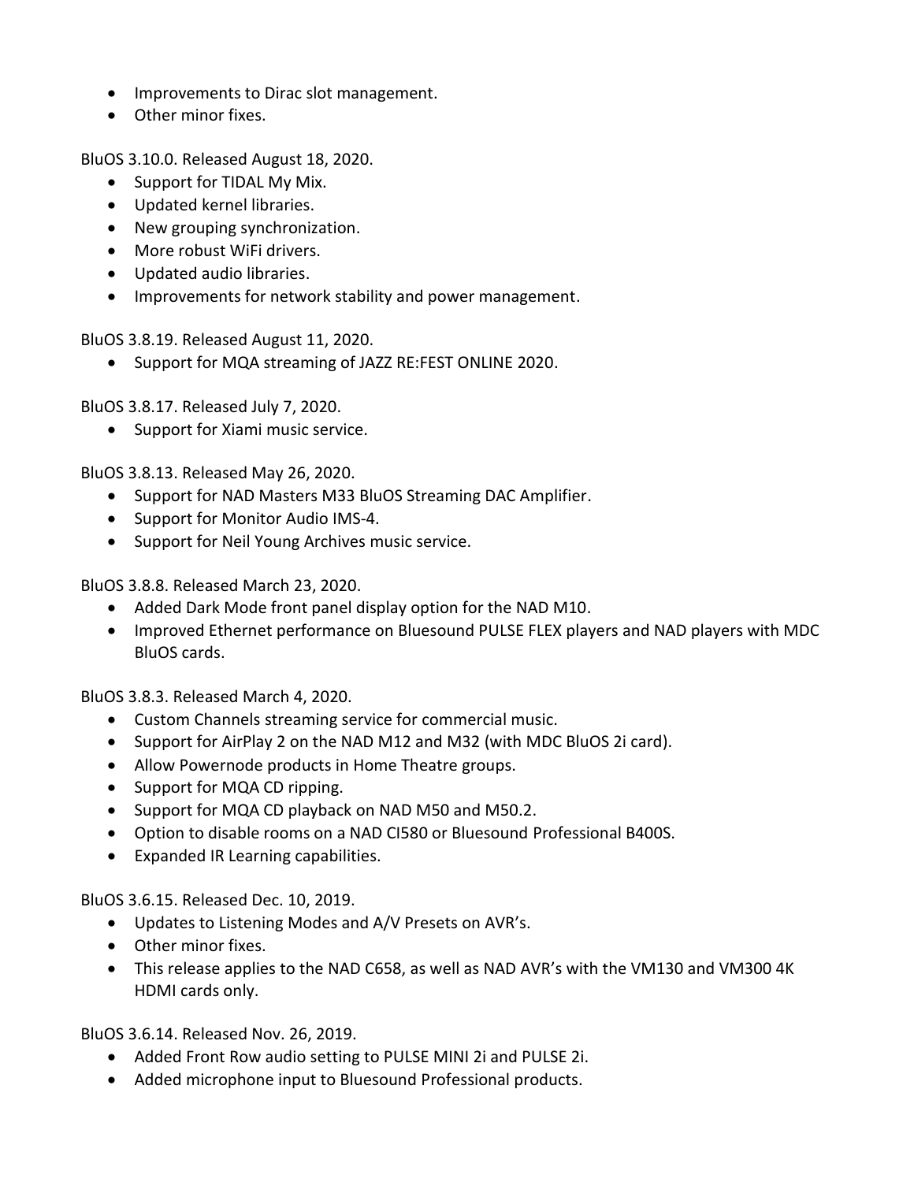- Improvements to Dirac slot management.
- Other minor fixes.

BluOS 3.10.0. Released August 18, 2020.

- Support for TIDAL My Mix.
- Updated kernel libraries.
- New grouping synchronization.
- More robust WiFi drivers.
- Updated audio libraries.
- Improvements for network stability and power management.

BluOS 3.8.19. Released August 11, 2020.

- Support for MQA streaming of JAZZ RE:FEST ONLINE 2020.

BluOS 3.8.17. Released July 7, 2020.

- Support for Xiami music service.

BluOS 3.8.13. Released May 26, 2020.

- Support for NAD Masters M33 BluOS Streaming DAC Amplifier.
- Support for Monitor Audio IMS-4.
- Support for Neil Young Archives music service.

BluOS 3.8.8. Released March 23, 2020.

- Added Dark Mode front panel display option for the NAD M10.
- Improved Ethernet performance on Bluesound PULSE FLEX players and NAD players with MDC BluOS cards.

BluOS 3.8.3. Released March 4, 2020.

- Custom Channels streaming service for commercial music.
- Support for AirPlay 2 on the NAD M12 and M32 (with MDC BluOS 2i card).
- Allow Powernode products in Home Theatre groups.
- Support for MQA CD ripping.
- Support for MQA CD playback on NAD M50 and M50.2.
- Option to disable rooms on a NAD CI580 or Bluesound Professional B400S.
- Expanded IR Learning capabilities.

BluOS 3.6.15. Released Dec. 10, 2019.

- Updates to Listening Modes and A/V Presets on AVR's.
- Other minor fixes.
- This release applies to the NAD C658, as well as NAD AVR's with the VM130 and VM300 4K HDMI cards only.

BluOS 3.6.14. Released Nov. 26, 2019.

- Added Front Row audio setting to PULSE MINI 2i and PULSE 2i.
- Added microphone input to Bluesound Professional products.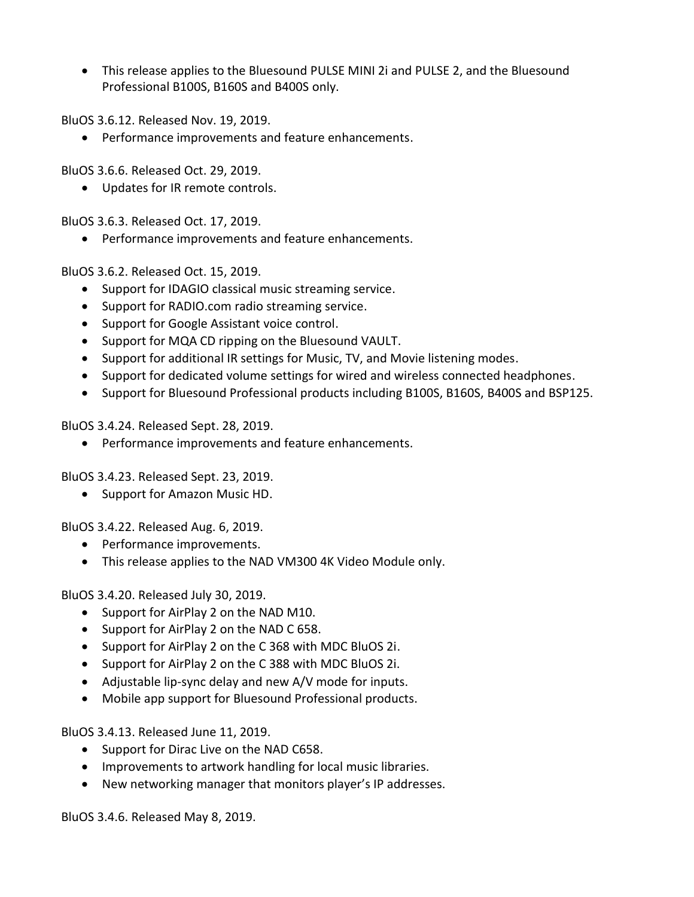- This release applies to the Bluesound PULSE MINI 2i and PULSE 2, and the Bluesound Professional B100S, B160S and B400S only.

BluOS 3.6.12. Released Nov. 19, 2019.

- Performance improvements and feature enhancements.

BluOS 3.6.6. Released Oct. 29, 2019.

- Updates for IR remote controls.

BluOS 3.6.3. Released Oct. 17, 2019.

- Performance improvements and feature enhancements.

BluOS 3.6.2. Released Oct. 15, 2019.

- Support for IDAGIO classical music streaming service.
- Support for RADIO.com radio streaming service.
- Support for Google Assistant voice control.
- Support for MQA CD ripping on the Bluesound VAULT.
- Support for additional IR settings for Music, TV, and Movie listening modes.
- Support for dedicated volume settings for wired and wireless connected headphones.
- Support for Bluesound Professional products including B100S, B160S, B400S and BSP125.

BluOS 3.4.24. Released Sept. 28, 2019.

- Performance improvements and feature enhancements.

BluOS 3.4.23. Released Sept. 23, 2019.

- Support for Amazon Music HD.

BluOS 3.4.22. Released Aug. 6, 2019.

- Performance improvements.
- This release applies to the NAD VM300 4K Video Module only.

BluOS 3.4.20. Released July 30, 2019.

- Support for AirPlay 2 on the NAD M10.
- Support for AirPlay 2 on the NAD C 658.
- Support for AirPlay 2 on the C 368 with MDC BluOS 2i.
- Support for AirPlay 2 on the C 388 with MDC BluOS 2i.
- Adjustable lip-sync delay and new A/V mode for inputs.
- Mobile app support for Bluesound Professional products.

BluOS 3.4.13. Released June 11, 2019.

- Support for Dirac Live on the NAD C658.
- Improvements to artwork handling for local music libraries.
- New networking manager that monitors player's IP addresses.

BluOS 3.4.6. Released May 8, 2019.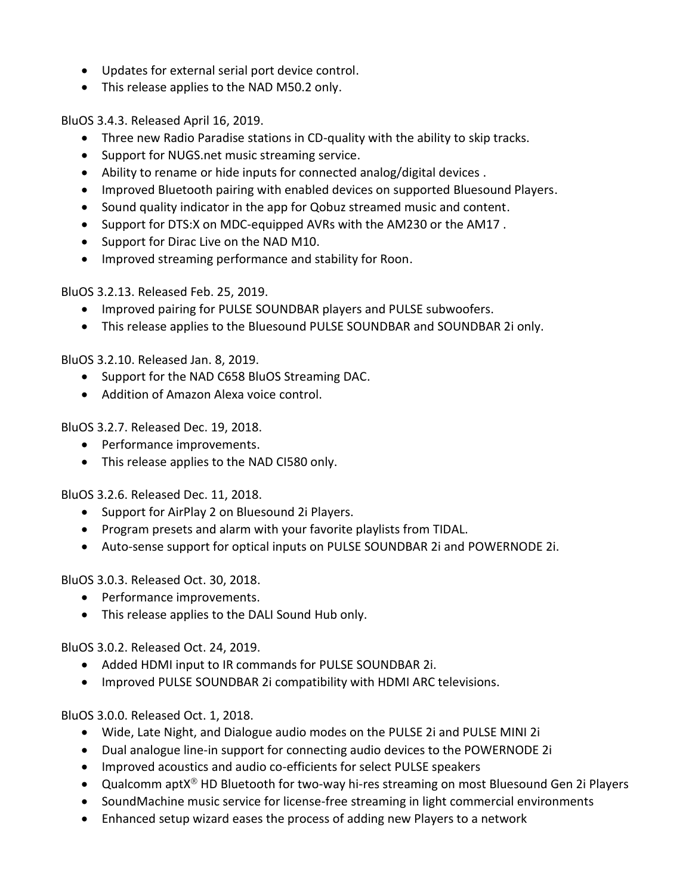- Updates for external serial port device control.
- This release applies to the NAD M50.2 only.

BluOS 3.4.3. Released April 16, 2019.

- Three new Radio Paradise stations in CD-quality with the ability to skip tracks.
- Support for NUGS.net music streaming service.
- Ability to rename or hide inputs for connected analog/digital devices .
- Improved Bluetooth pairing with enabled devices on supported Bluesound Players.
- Sound quality indicator in the app for Qobuz streamed music and content.
- Support for DTS:X on MDC-equipped AVRs with the AM230 or the AM17 .
- Support for Dirac Live on the NAD M10.
- Improved streaming performance and stability for Roon.

BluOS 3.2.13. Released Feb. 25, 2019.

- Improved pairing for PULSE SOUNDBAR players and PULSE subwoofers.
- This release applies to the Bluesound PULSE SOUNDBAR and SOUNDBAR 2i only.

BluOS 3.2.10. Released Jan. 8, 2019.

- Support for the NAD C658 BluOS Streaming DAC.
- Addition of Amazon Alexa voice control.

BluOS 3.2.7. Released Dec. 19, 2018.

- Performance improvements.
- This release applies to the NAD CI580 only.

BluOS 3.2.6. Released Dec. 11, 2018.

- Support for AirPlay 2 on Bluesound 2i Players.
- Program presets and alarm with your favorite playlists from TIDAL.
- Auto-sense support for optical inputs on PULSE SOUNDBAR 2i and POWERNODE 2i.

BluOS 3.0.3. Released Oct. 30, 2018.

- Performance improvements.
- This release applies to the DALI Sound Hub only.

BluOS 3.0.2. Released Oct. 24, 2019.

- Added HDMI input to IR commands for PULSE SOUNDBAR 2i.
- Improved PULSE SOUNDBAR 2i compatibility with HDMI ARC televisions.

BluOS 3.0.0. Released Oct. 1, 2018.

- Wide, Late Night, and Dialogue audio modes on the PULSE 2i and PULSE MINI 2i
- Dual analogue line-in support for connecting audio devices to the POWERNODE 2i
- Improved acoustics and audio co-efficients for select PULSE speakers
- Qualcomm aptX® HD Bluetooth for two-way hi-res streaming on most Bluesound Gen 2i Players
- SoundMachine music service for license-free streaming in light commercial environments
- Enhanced setup wizard eases the process of adding new Players to a network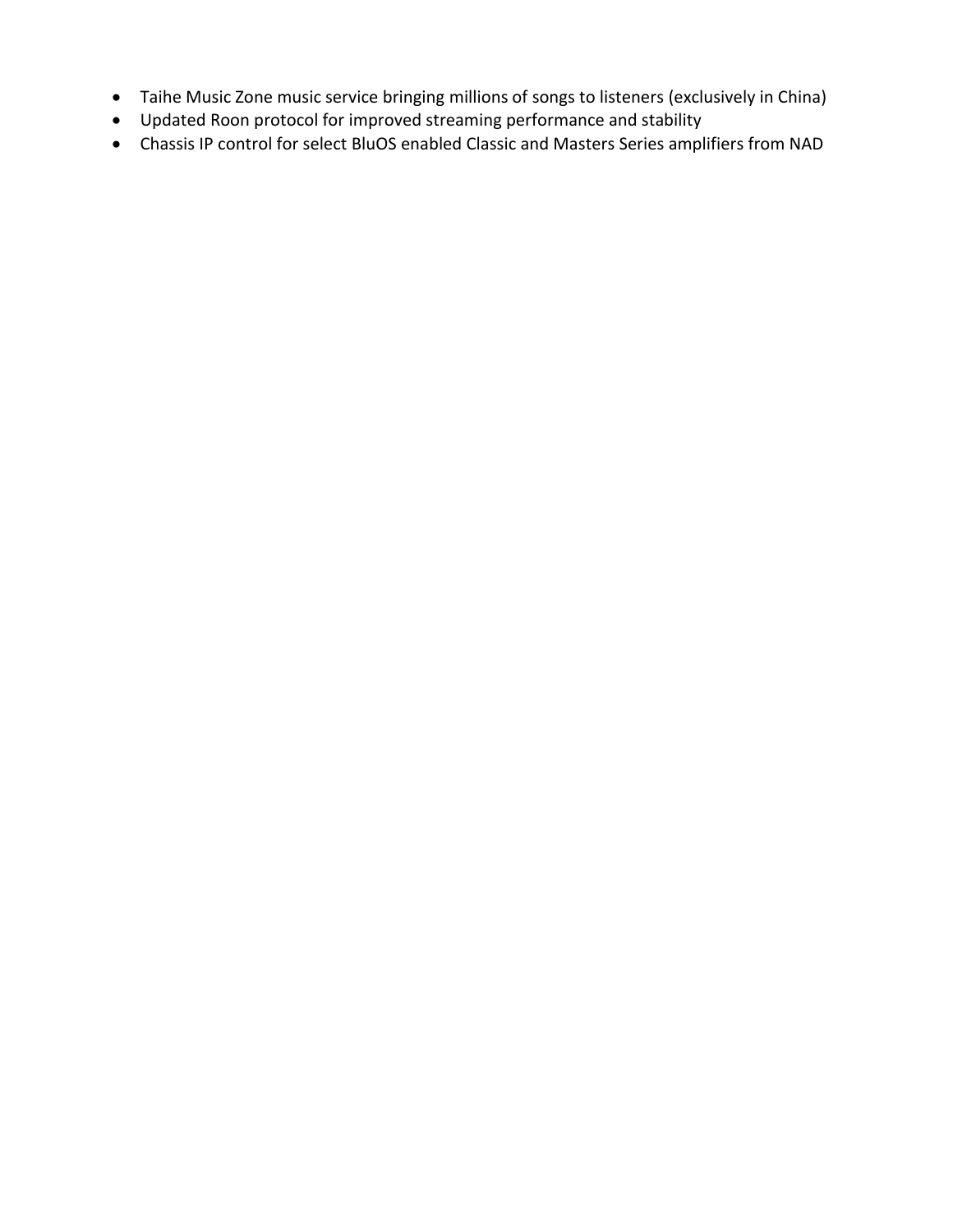- Taihe Music Zone music service bringing millions of songs to listeners (exclusively in China)
- Updated Roon protocol for improved streaming performance and stability
- Chassis IP control for select BluOS enabled Classic and Masters Series amplifiers from NAD